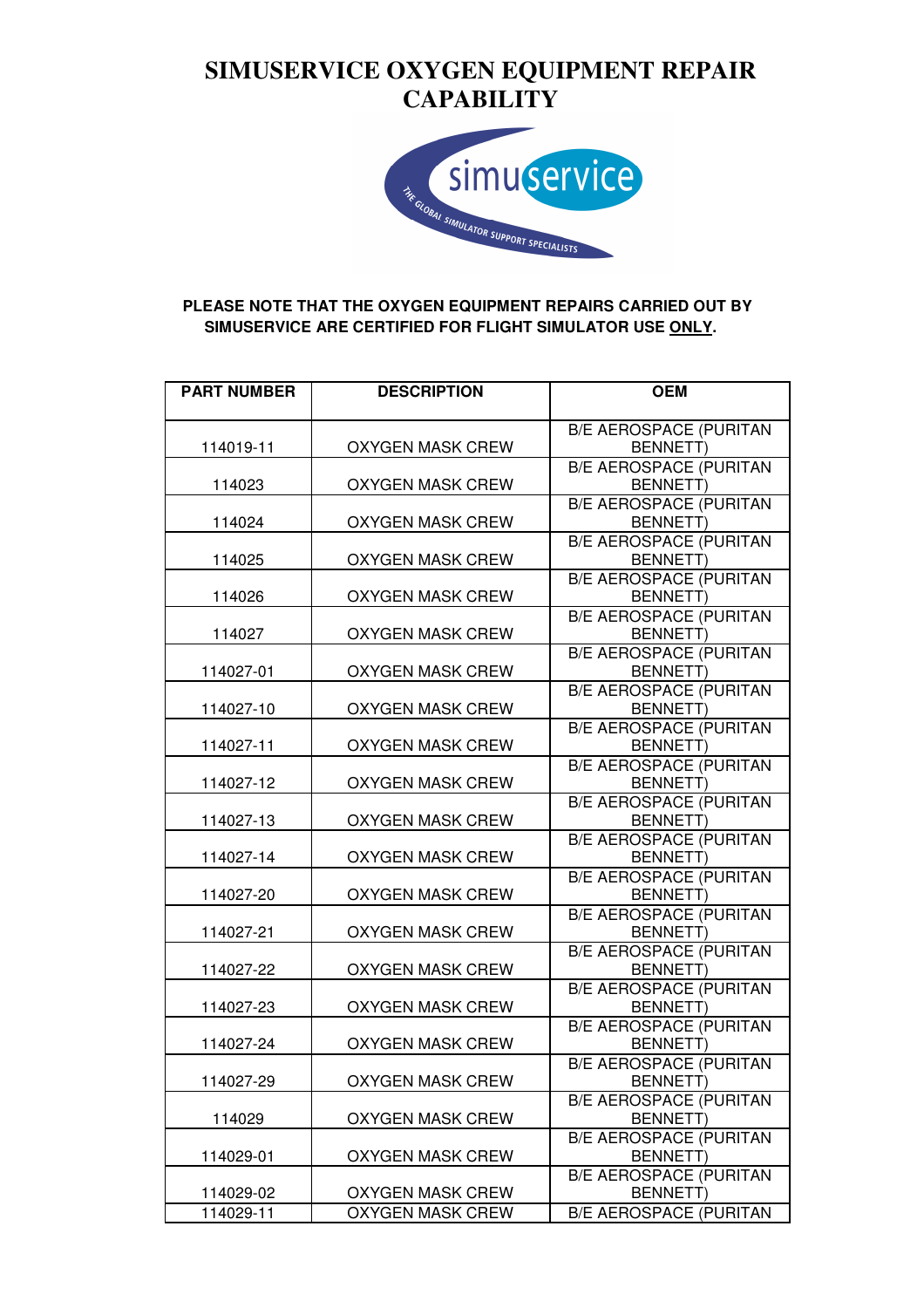# SIMUSERVICE OXYGEN EQUIPMENT REPAIR CAPABILITY

**PLEASE NOTE THAT THE OXYGEN EQUIPMENT REPAIRS CARRIED OUT BY SIMUSERVICE ARE CERTIFIED FOR FLIGHT SIMULATOR USE <u>ONLY</u>.**

| PART NUMBER | DESCRIPTION | OEM |
|---|---|---|
| 114019-11 | OXYGEN MASK CREW | B/E AEROSPACE (PURITAN BENNETT) |
| 114023 | OXYGEN MASK CREW | B/E AEROSPACE (PURITAN BENNETT) |
| 114024 | OXYGEN MASK CREW | B/E AEROSPACE (PURITAN BENNETT) |
| 114025 | OXYGEN MASK CREW | B/E AEROSPACE (PURITAN BENNETT) |
| 114026 | OXYGEN MASK CREW | B/E AEROSPACE (PURITAN BENNETT) |
| 114027 | OXYGEN MASK CREW | B/E AEROSPACE (PURITAN BENNETT) |
| 114027-01 | OXYGEN MASK CREW | B/E AEROSPACE (PURITAN BENNETT) |
| 114027-10 | OXYGEN MASK CREW | B/E AEROSPACE (PURITAN BENNETT) |
| 114027-11 | OXYGEN MASK CREW | B/E AEROSPACE (PURITAN BENNETT) |
| 114027-12 | OXYGEN MASK CREW | B/E AEROSPACE (PURITAN BENNETT) |
| 114027-13 | OXYGEN MASK CREW | B/E AEROSPACE (PURITAN BENNETT) |
| 114027-14 | OXYGEN MASK CREW | B/E AEROSPACE (PURITAN BENNETT) |
| 114027-20 | OXYGEN MASK CREW | B/E AEROSPACE (PURITAN BENNETT) |
| 114027-21 | OXYGEN MASK CREW | B/E AEROSPACE (PURITAN BENNETT) |
| 114027-22 | OXYGEN MASK CREW | B/E AEROSPACE (PURITAN BENNETT) |
| 114027-23 | OXYGEN MASK CREW | B/E AEROSPACE (PURITAN BENNETT) |
| 114027-24 | OXYGEN MASK CREW | B/E AEROSPACE (PURITAN BENNETT) |
| 114027-29 | OXYGEN MASK CREW | B/E AEROSPACE (PURITAN BENNETT) |
| 114029 | OXYGEN MASK CREW | B/E AEROSPACE (PURITAN BENNETT) |
| 114029-01 | OXYGEN MASK CREW | B/E AEROSPACE (PURITAN BENNETT) |
| 114029-02 | OXYGEN MASK CREW | B/E AEROSPACE (PURITAN BENNETT) |
| 114029-11 | OXYGEN MASK CREW | B/E AEROSPACE (PURITAN |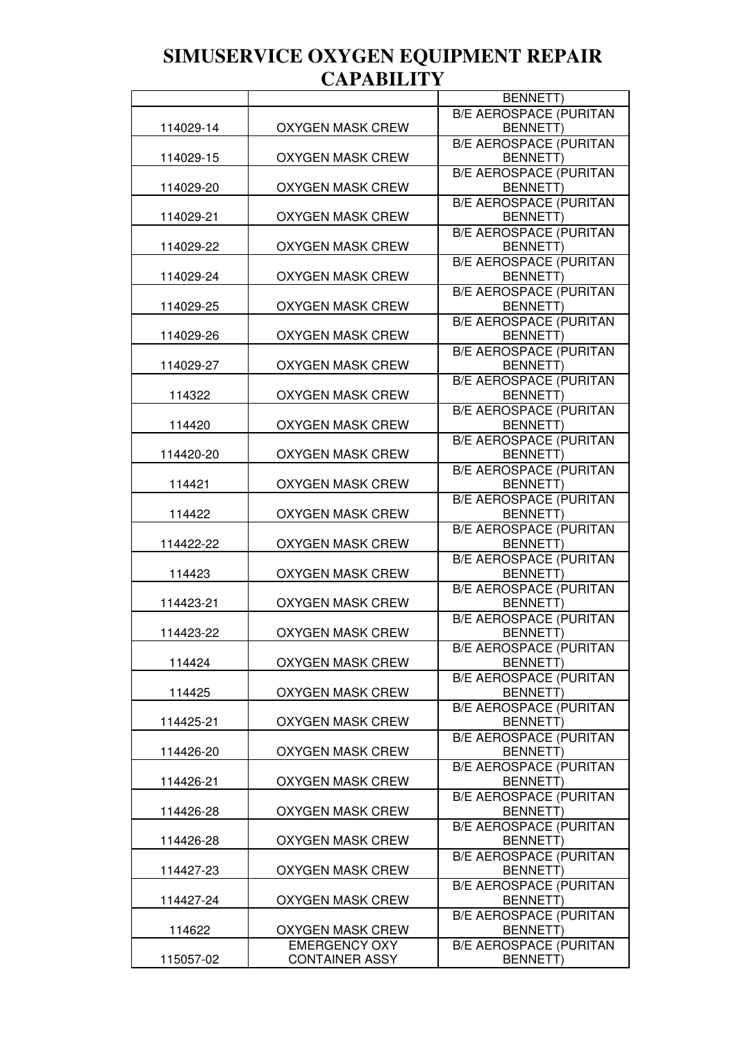# SIMUSERVICE OXYGEN EQUIPMENT REPAIR CAPABILITY

| | | |
|---|---|---|
| | | BENNETT) |
| 114029-14 | OXYGEN MASK CREW | B/E AEROSPACE (PURITAN BENNETT) |
| 114029-15 | OXYGEN MASK CREW | B/E AEROSPACE (PURITAN BENNETT) |
| 114029-20 | OXYGEN MASK CREW | B/E AEROSPACE (PURITAN BENNETT) |
| 114029-21 | OXYGEN MASK CREW | B/E AEROSPACE (PURITAN BENNETT) |
| 114029-22 | OXYGEN MASK CREW | B/E AEROSPACE (PURITAN BENNETT) |
| 114029-24 | OXYGEN MASK CREW | B/E AEROSPACE (PURITAN BENNETT) |
| 114029-25 | OXYGEN MASK CREW | B/E AEROSPACE (PURITAN BENNETT) |
| 114029-26 | OXYGEN MASK CREW | B/E AEROSPACE (PURITAN BENNETT) |
| 114029-27 | OXYGEN MASK CREW | B/E AEROSPACE (PURITAN BENNETT) |
| 114322 | OXYGEN MASK CREW | B/E AEROSPACE (PURITAN BENNETT) |
| 114420 | OXYGEN MASK CREW | B/E AEROSPACE (PURITAN BENNETT) |
| 114420-20 | OXYGEN MASK CREW | B/E AEROSPACE (PURITAN BENNETT) |
| 114421 | OXYGEN MASK CREW | B/E AEROSPACE (PURITAN BENNETT) |
| 114422 | OXYGEN MASK CREW | B/E AEROSPACE (PURITAN BENNETT) |
| 114422-22 | OXYGEN MASK CREW | B/E AEROSPACE (PURITAN BENNETT) |
| 114423 | OXYGEN MASK CREW | B/E AEROSPACE (PURITAN BENNETT) |
| 114423-21 | OXYGEN MASK CREW | B/E AEROSPACE (PURITAN BENNETT) |
| 114423-22 | OXYGEN MASK CREW | B/E AEROSPACE (PURITAN BENNETT) |
| 114424 | OXYGEN MASK CREW | B/E AEROSPACE (PURITAN BENNETT) |
| 114425 | OXYGEN MASK CREW | B/E AEROSPACE (PURITAN BENNETT) |
| 114425-21 | OXYGEN MASK CREW | B/E AEROSPACE (PURITAN BENNETT) |
| 114426-20 | OXYGEN MASK CREW | B/E AEROSPACE (PURITAN BENNETT) |
| 114426-21 | OXYGEN MASK CREW | B/E AEROSPACE (PURITAN BENNETT) |
| 114426-28 | OXYGEN MASK CREW | B/E AEROSPACE (PURITAN BENNETT) |
| 114426-28 | OXYGEN MASK CREW | B/E AEROSPACE (PURITAN BENNETT) |
| 114427-23 | OXYGEN MASK CREW | B/E AEROSPACE (PURITAN BENNETT) |
| 114427-24 | OXYGEN MASK CREW | B/E AEROSPACE (PURITAN BENNETT) |
| 114622 | OXYGEN MASK CREW | B/E AEROSPACE (PURITAN BENNETT) |
| 115057-02 | EMERGENCY OXY CONTAINER ASSY | B/E AEROSPACE (PURITAN BENNETT) |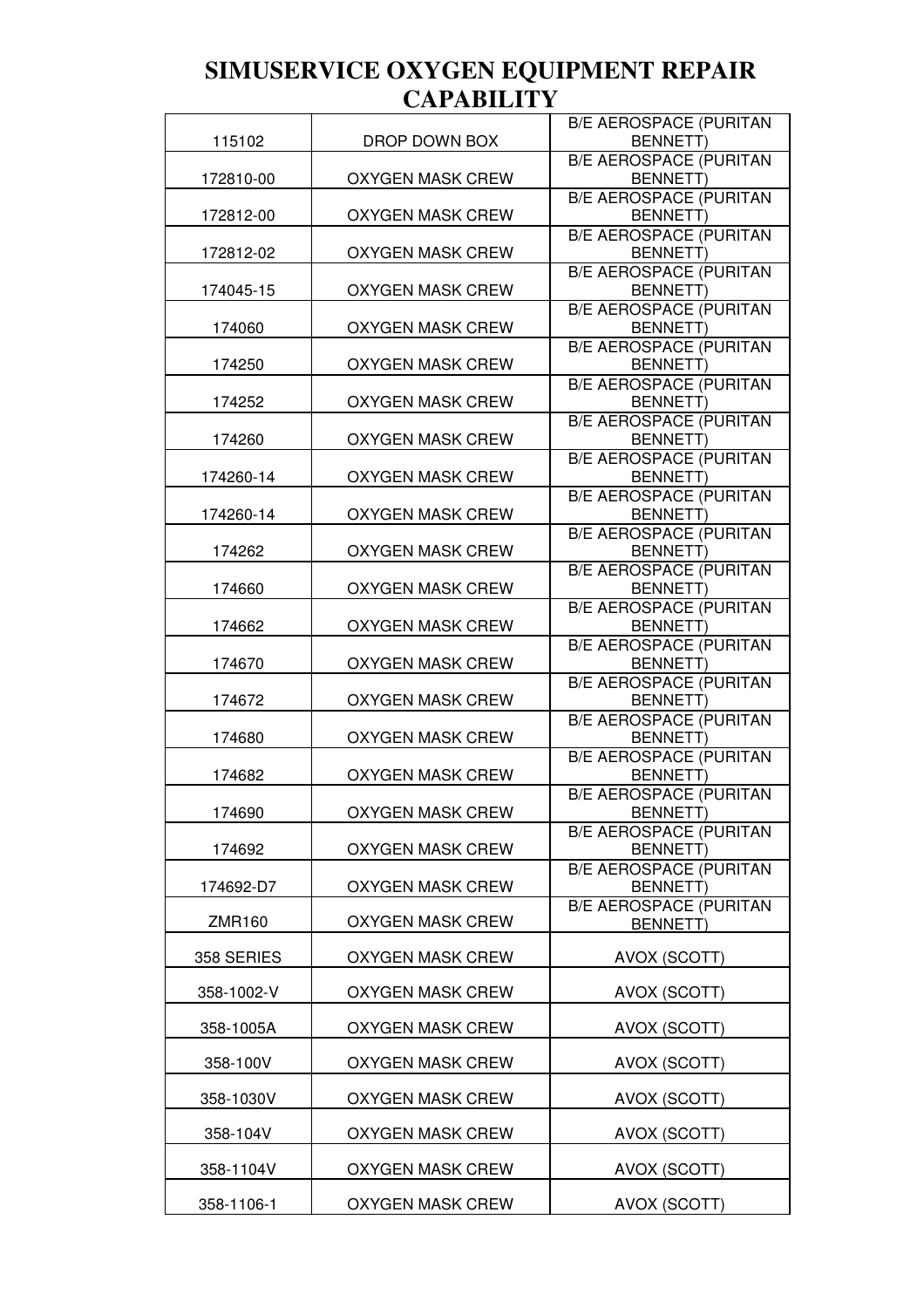# SIMUSERVICE OXYGEN EQUIPMENT REPAIR CAPABILITY

| | | |
|---|---|---|
| 115102 | DROP DOWN BOX | B/E AEROSPACE (PURITAN BENNETT) |
| 172810-00 | OXYGEN MASK CREW | B/E AEROSPACE (PURITAN BENNETT) |
| 172812-00 | OXYGEN MASK CREW | B/E AEROSPACE (PURITAN BENNETT) |
| 172812-02 | OXYGEN MASK CREW | B/E AEROSPACE (PURITAN BENNETT) |
| 174045-15 | OXYGEN MASK CREW | B/E AEROSPACE (PURITAN BENNETT) |
| 174060 | OXYGEN MASK CREW | B/E AEROSPACE (PURITAN BENNETT) |
| 174250 | OXYGEN MASK CREW | B/E AEROSPACE (PURITAN BENNETT) |
| 174252 | OXYGEN MASK CREW | B/E AEROSPACE (PURITAN BENNETT) |
| 174260 | OXYGEN MASK CREW | B/E AEROSPACE (PURITAN BENNETT) |
| 174260-14 | OXYGEN MASK CREW | B/E AEROSPACE (PURITAN BENNETT) |
| 174260-14 | OXYGEN MASK CREW | B/E AEROSPACE (PURITAN BENNETT) |
| 174262 | OXYGEN MASK CREW | B/E AEROSPACE (PURITAN BENNETT) |
| 174660 | OXYGEN MASK CREW | B/E AEROSPACE (PURITAN BENNETT) |
| 174662 | OXYGEN MASK CREW | B/E AEROSPACE (PURITAN BENNETT) |
| 174670 | OXYGEN MASK CREW | B/E AEROSPACE (PURITAN BENNETT) |
| 174672 | OXYGEN MASK CREW | B/E AEROSPACE (PURITAN BENNETT) |
| 174680 | OXYGEN MASK CREW | B/E AEROSPACE (PURITAN BENNETT) |
| 174682 | OXYGEN MASK CREW | B/E AEROSPACE (PURITAN BENNETT) |
| 174690 | OXYGEN MASK CREW | B/E AEROSPACE (PURITAN BENNETT) |
| 174692 | OXYGEN MASK CREW | B/E AEROSPACE (PURITAN BENNETT) |
| 174692-D7 | OXYGEN MASK CREW | B/E AEROSPACE (PURITAN BENNETT) |
| ZMR160 | OXYGEN MASK CREW | B/E AEROSPACE (PURITAN BENNETT) |
| 358 SERIES | OXYGEN MASK CREW | AVOX (SCOTT) |
| 358-1002-V | OXYGEN MASK CREW | AVOX (SCOTT) |
| 358-1005A | OXYGEN MASK CREW | AVOX (SCOTT) |
| 358-100V | OXYGEN MASK CREW | AVOX (SCOTT) |
| 358-1030V | OXYGEN MASK CREW | AVOX (SCOTT) |
| 358-104V | OXYGEN MASK CREW | AVOX (SCOTT) |
| 358-1104V | OXYGEN MASK CREW | AVOX (SCOTT) |
| 358-1106-1 | OXYGEN MASK CREW | AVOX (SCOTT) |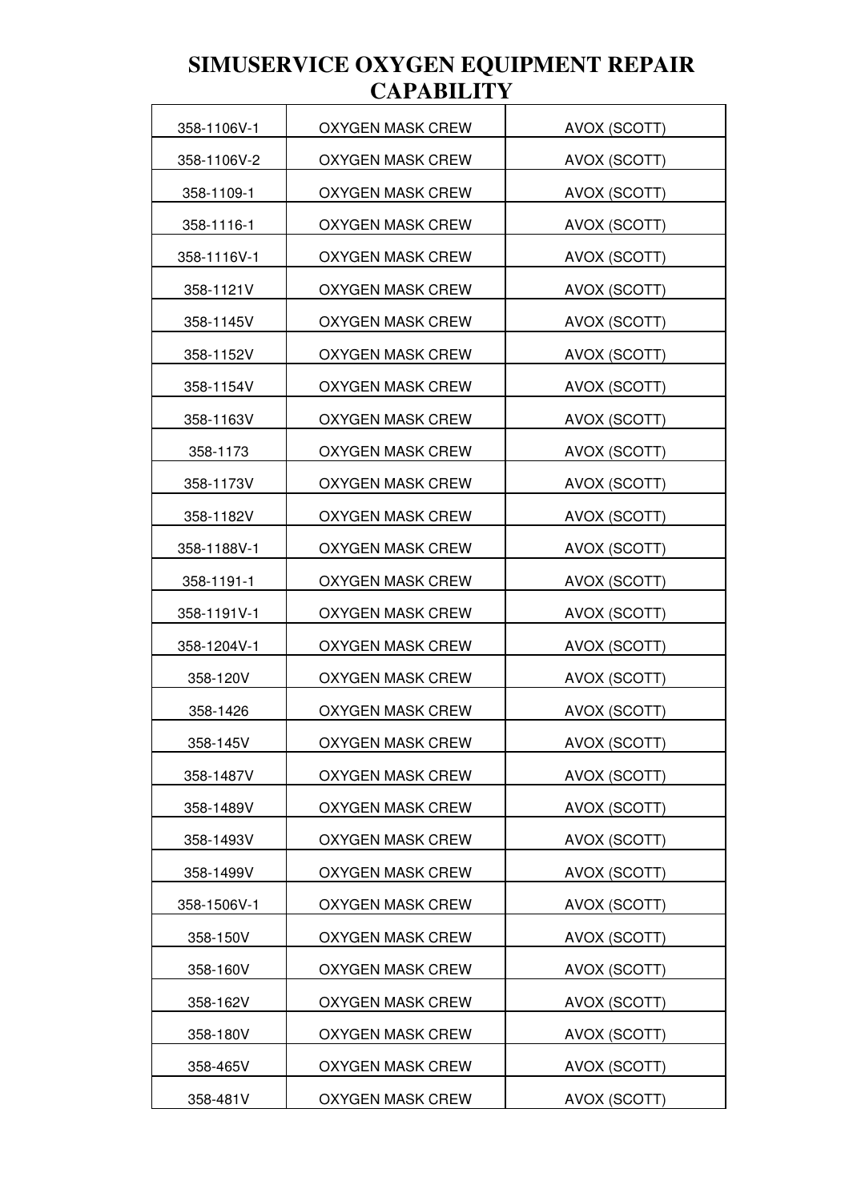# SIMUSERVICE OXYGEN EQUIPMENT REPAIR CAPABILITY

| | | |
|---|---|---|
| 358-1106V-1 | OXYGEN MASK CREW | AVOX (SCOTT) |
| 358-1106V-2 | OXYGEN MASK CREW | AVOX (SCOTT) |
| 358-1109-1 | OXYGEN MASK CREW | AVOX (SCOTT) |
| 358-1116-1 | OXYGEN MASK CREW | AVOX (SCOTT) |
| 358-1116V-1 | OXYGEN MASK CREW | AVOX (SCOTT) |
| 358-1121V | OXYGEN MASK CREW | AVOX (SCOTT) |
| 358-1145V | OXYGEN MASK CREW | AVOX (SCOTT) |
| 358-1152V | OXYGEN MASK CREW | AVOX (SCOTT) |
| 358-1154V | OXYGEN MASK CREW | AVOX (SCOTT) |
| 358-1163V | OXYGEN MASK CREW | AVOX (SCOTT) |
| 358-1173 | OXYGEN MASK CREW | AVOX (SCOTT) |
| 358-1173V | OXYGEN MASK CREW | AVOX (SCOTT) |
| 358-1182V | OXYGEN MASK CREW | AVOX (SCOTT) |
| 358-1188V-1 | OXYGEN MASK CREW | AVOX (SCOTT) |
| 358-1191-1 | OXYGEN MASK CREW | AVOX (SCOTT) |
| 358-1191V-1 | OXYGEN MASK CREW | AVOX (SCOTT) |
| 358-1204V-1 | OXYGEN MASK CREW | AVOX (SCOTT) |
| 358-120V | OXYGEN MASK CREW | AVOX (SCOTT) |
| 358-1426 | OXYGEN MASK CREW | AVOX (SCOTT) |
| 358-145V | OXYGEN MASK CREW | AVOX (SCOTT) |
| 358-1487V | OXYGEN MASK CREW | AVOX (SCOTT) |
| 358-1489V | OXYGEN MASK CREW | AVOX (SCOTT) |
| 358-1493V | OXYGEN MASK CREW | AVOX (SCOTT) |
| 358-1499V | OXYGEN MASK CREW | AVOX (SCOTT) |
| 358-1506V-1 | OXYGEN MASK CREW | AVOX (SCOTT) |
| 358-150V | OXYGEN MASK CREW | AVOX (SCOTT) |
| 358-160V | OXYGEN MASK CREW | AVOX (SCOTT) |
| 358-162V | OXYGEN MASK CREW | AVOX (SCOTT) |
| 358-180V | OXYGEN MASK CREW | AVOX (SCOTT) |
| 358-465V | OXYGEN MASK CREW | AVOX (SCOTT) |
| 358-481V | OXYGEN MASK CREW | AVOX (SCOTT) |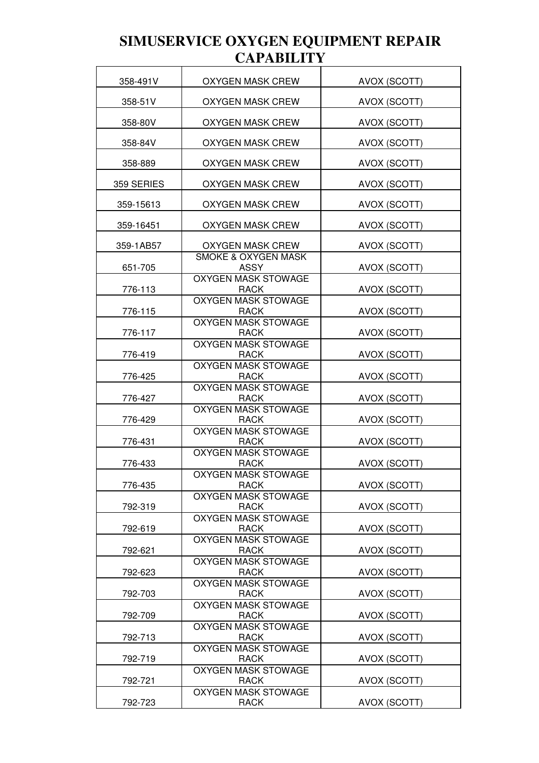# SIMUSERVICE OXYGEN EQUIPMENT REPAIR CAPABILITY

| | | |
|---|---|---|
| 358-491V | OXYGEN MASK CREW | AVOX (SCOTT) |
| 358-51V | OXYGEN MASK CREW | AVOX (SCOTT) |
| 358-80V | OXYGEN MASK CREW | AVOX (SCOTT) |
| 358-84V | OXYGEN MASK CREW | AVOX (SCOTT) |
| 358-889 | OXYGEN MASK CREW | AVOX (SCOTT) |
| 359 SERIES | OXYGEN MASK CREW | AVOX (SCOTT) |
| 359-15613 | OXYGEN MASK CREW | AVOX (SCOTT) |
| 359-16451 | OXYGEN MASK CREW | AVOX (SCOTT) |
| 359-1AB57 | OXYGEN MASK CREW | AVOX (SCOTT) |
| 651-705 | SMOKE & OXYGEN MASK ASSY | AVOX (SCOTT) |
| 776-113 | OXYGEN MASK STOWAGE RACK | AVOX (SCOTT) |
| 776-115 | OXYGEN MASK STOWAGE RACK | AVOX (SCOTT) |
| 776-117 | OXYGEN MASK STOWAGE RACK | AVOX (SCOTT) |
| 776-419 | OXYGEN MASK STOWAGE RACK | AVOX (SCOTT) |
| 776-425 | OXYGEN MASK STOWAGE RACK | AVOX (SCOTT) |
| 776-427 | OXYGEN MASK STOWAGE RACK | AVOX (SCOTT) |
| 776-429 | OXYGEN MASK STOWAGE RACK | AVOX (SCOTT) |
| 776-431 | OXYGEN MASK STOWAGE RACK | AVOX (SCOTT) |
| 776-433 | OXYGEN MASK STOWAGE RACK | AVOX (SCOTT) |
| 776-435 | OXYGEN MASK STOWAGE RACK | AVOX (SCOTT) |
| 792-319 | OXYGEN MASK STOWAGE RACK | AVOX (SCOTT) |
| 792-619 | OXYGEN MASK STOWAGE RACK | AVOX (SCOTT) |
| 792-621 | OXYGEN MASK STOWAGE RACK | AVOX (SCOTT) |
| 792-623 | OXYGEN MASK STOWAGE RACK | AVOX (SCOTT) |
| 792-703 | OXYGEN MASK STOWAGE RACK | AVOX (SCOTT) |
| 792-709 | OXYGEN MASK STOWAGE RACK | AVOX (SCOTT) |
| 792-713 | OXYGEN MASK STOWAGE RACK | AVOX (SCOTT) |
| 792-719 | OXYGEN MASK STOWAGE RACK | AVOX (SCOTT) |
| 792-721 | OXYGEN MASK STOWAGE RACK | AVOX (SCOTT) |
| 792-723 | OXYGEN MASK STOWAGE RACK | AVOX (SCOTT) |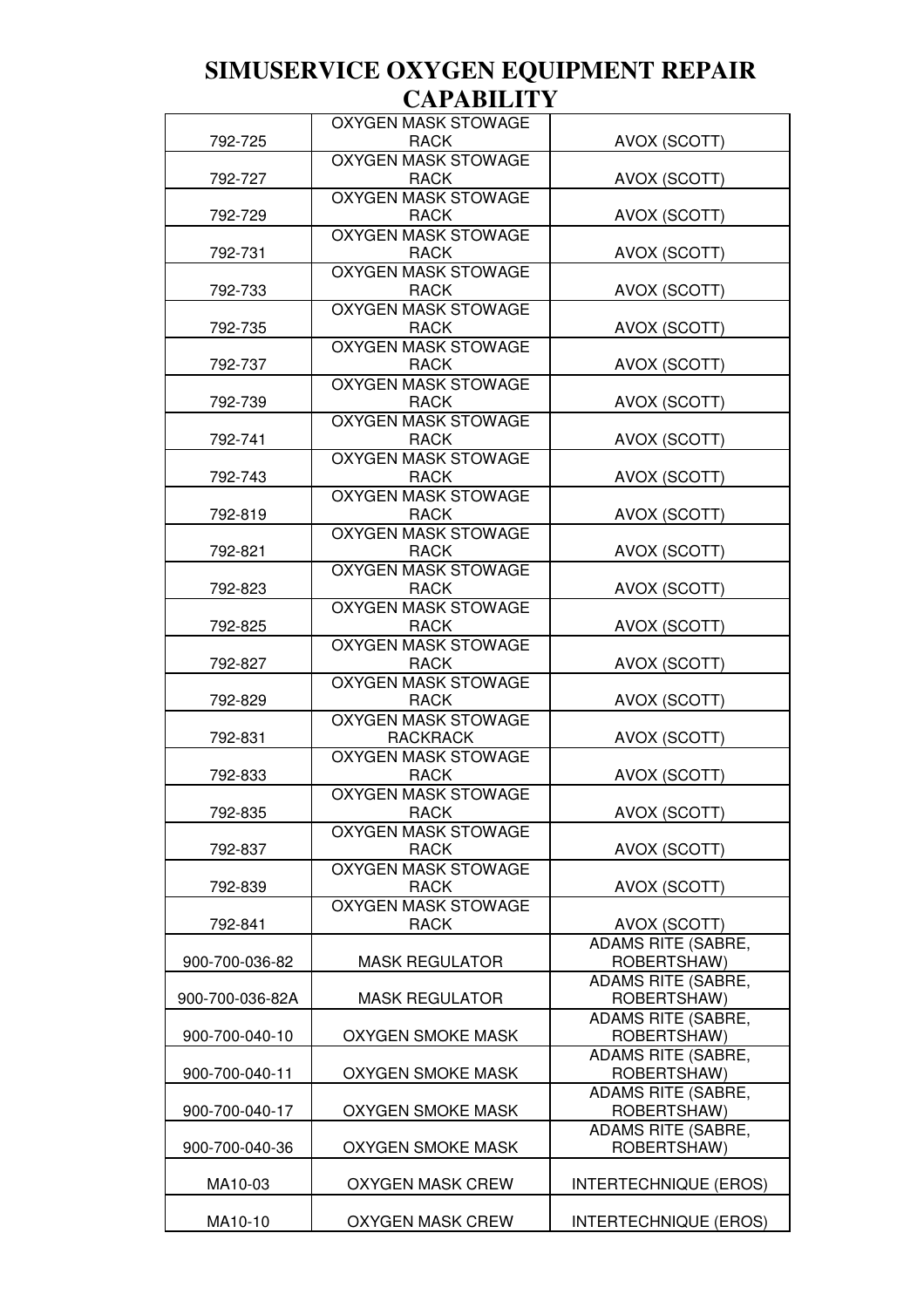# SIMUSERVICE OXYGEN EQUIPMENT REPAIR CAPABILITY

| | | |
|---|---|---|
| 792-725 | OXYGEN MASK STOWAGE RACK | AVOX (SCOTT) |
| 792-727 | OXYGEN MASK STOWAGE RACK | AVOX (SCOTT) |
| 792-729 | OXYGEN MASK STOWAGE RACK | AVOX (SCOTT) |
| 792-731 | OXYGEN MASK STOWAGE RACK | AVOX (SCOTT) |
| 792-733 | OXYGEN MASK STOWAGE RACK | AVOX (SCOTT) |
| 792-735 | OXYGEN MASK STOWAGE RACK | AVOX (SCOTT) |
| 792-737 | OXYGEN MASK STOWAGE RACK | AVOX (SCOTT) |
| 792-739 | OXYGEN MASK STOWAGE RACK | AVOX (SCOTT) |
| 792-741 | OXYGEN MASK STOWAGE RACK | AVOX (SCOTT) |
| 792-743 | OXYGEN MASK STOWAGE RACK | AVOX (SCOTT) |
| 792-819 | OXYGEN MASK STOWAGE RACK | AVOX (SCOTT) |
| 792-821 | OXYGEN MASK STOWAGE RACK | AVOX (SCOTT) |
| 792-823 | OXYGEN MASK STOWAGE RACK | AVOX (SCOTT) |
| 792-825 | OXYGEN MASK STOWAGE RACK | AVOX (SCOTT) |
| 792-827 | OXYGEN MASK STOWAGE RACK | AVOX (SCOTT) |
| 792-829 | OXYGEN MASK STOWAGE RACK | AVOX (SCOTT) |
| 792-831 | OXYGEN MASK STOWAGE RACKRACK | AVOX (SCOTT) |
| 792-833 | OXYGEN MASK STOWAGE RACK | AVOX (SCOTT) |
| 792-835 | OXYGEN MASK STOWAGE RACK | AVOX (SCOTT) |
| 792-837 | OXYGEN MASK STOWAGE RACK | AVOX (SCOTT) |
| 792-839 | OXYGEN MASK STOWAGE RACK | AVOX (SCOTT) |
| 792-841 | OXYGEN MASK STOWAGE RACK | AVOX (SCOTT) |
| 900-700-036-82 | MASK REGULATOR | ADAMS RITE (SABRE, ROBERTSHAW) |
| 900-700-036-82A | MASK REGULATOR | ADAMS RITE (SABRE, ROBERTSHAW) |
| 900-700-040-10 | OXYGEN SMOKE MASK | ADAMS RITE (SABRE, ROBERTSHAW) |
| 900-700-040-11 | OXYGEN SMOKE MASK | ADAMS RITE (SABRE, ROBERTSHAW) |
| 900-700-040-17 | OXYGEN SMOKE MASK | ADAMS RITE (SABRE, ROBERTSHAW) |
| 900-700-040-36 | OXYGEN SMOKE MASK | ADAMS RITE (SABRE, ROBERTSHAW) |
| MA10-03 | OXYGEN MASK CREW | INTERTECHNIQUE (EROS) |
| MA10-10 | OXYGEN MASK CREW | INTERTECHNIQUE (EROS) |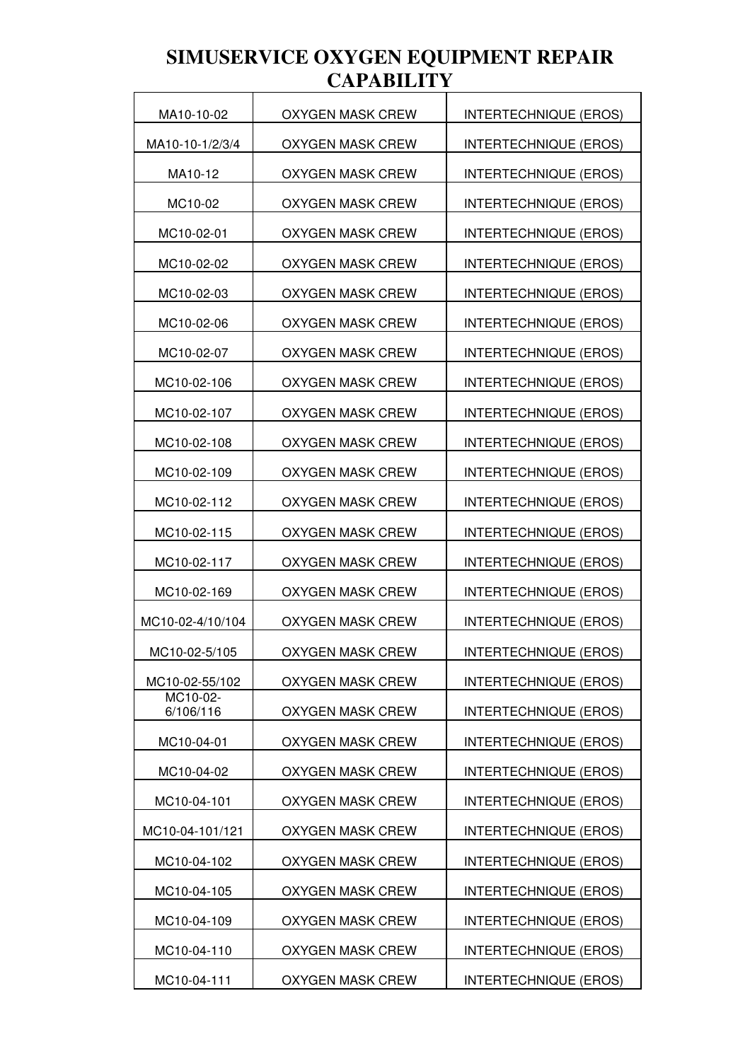# SIMUSERVICE OXYGEN EQUIPMENT REPAIR CAPABILITY

| | | |
|---|---|---|
| MA10-10-02 | OXYGEN MASK CREW | INTERTECHNIQUE (EROS) |
| MA10-10-1/2/3/4 | OXYGEN MASK CREW | INTERTECHNIQUE (EROS) |
| MA10-12 | OXYGEN MASK CREW | INTERTECHNIQUE (EROS) |
| MC10-02 | OXYGEN MASK CREW | INTERTECHNIQUE (EROS) |
| MC10-02-01 | OXYGEN MASK CREW | INTERTECHNIQUE (EROS) |
| MC10-02-02 | OXYGEN MASK CREW | INTERTECHNIQUE (EROS) |
| MC10-02-03 | OXYGEN MASK CREW | INTERTECHNIQUE (EROS) |
| MC10-02-06 | OXYGEN MASK CREW | INTERTECHNIQUE (EROS) |
| MC10-02-07 | OXYGEN MASK CREW | INTERTECHNIQUE (EROS) |
| MC10-02-106 | OXYGEN MASK CREW | INTERTECHNIQUE (EROS) |
| MC10-02-107 | OXYGEN MASK CREW | INTERTECHNIQUE (EROS) |
| MC10-02-108 | OXYGEN MASK CREW | INTERTECHNIQUE (EROS) |
| MC10-02-109 | OXYGEN MASK CREW | INTERTECHNIQUE (EROS) |
| MC10-02-112 | OXYGEN MASK CREW | INTERTECHNIQUE (EROS) |
| MC10-02-115 | OXYGEN MASK CREW | INTERTECHNIQUE (EROS) |
| MC10-02-117 | OXYGEN MASK CREW | INTERTECHNIQUE (EROS) |
| MC10-02-169 | OXYGEN MASK CREW | INTERTECHNIQUE (EROS) |
| MC10-02-4/10/104 | OXYGEN MASK CREW | INTERTECHNIQUE (EROS) |
| MC10-02-5/105 | OXYGEN MASK CREW | INTERTECHNIQUE (EROS) |
| MC10-02-55/102 | OXYGEN MASK CREW | INTERTECHNIQUE (EROS) |
| MC10-02-6/106/116 | OXYGEN MASK CREW | INTERTECHNIQUE (EROS) |
| MC10-04-01 | OXYGEN MASK CREW | INTERTECHNIQUE (EROS) |
| MC10-04-02 | OXYGEN MASK CREW | INTERTECHNIQUE (EROS) |
| MC10-04-101 | OXYGEN MASK CREW | INTERTECHNIQUE (EROS) |
| MC10-04-101/121 | OXYGEN MASK CREW | INTERTECHNIQUE (EROS) |
| MC10-04-102 | OXYGEN MASK CREW | INTERTECHNIQUE (EROS) |
| MC10-04-105 | OXYGEN MASK CREW | INTERTECHNIQUE (EROS) |
| MC10-04-109 | OXYGEN MASK CREW | INTERTECHNIQUE (EROS) |
| MC10-04-110 | OXYGEN MASK CREW | INTERTECHNIQUE (EROS) |
| MC10-04-111 | OXYGEN MASK CREW | INTERTECHNIQUE (EROS) |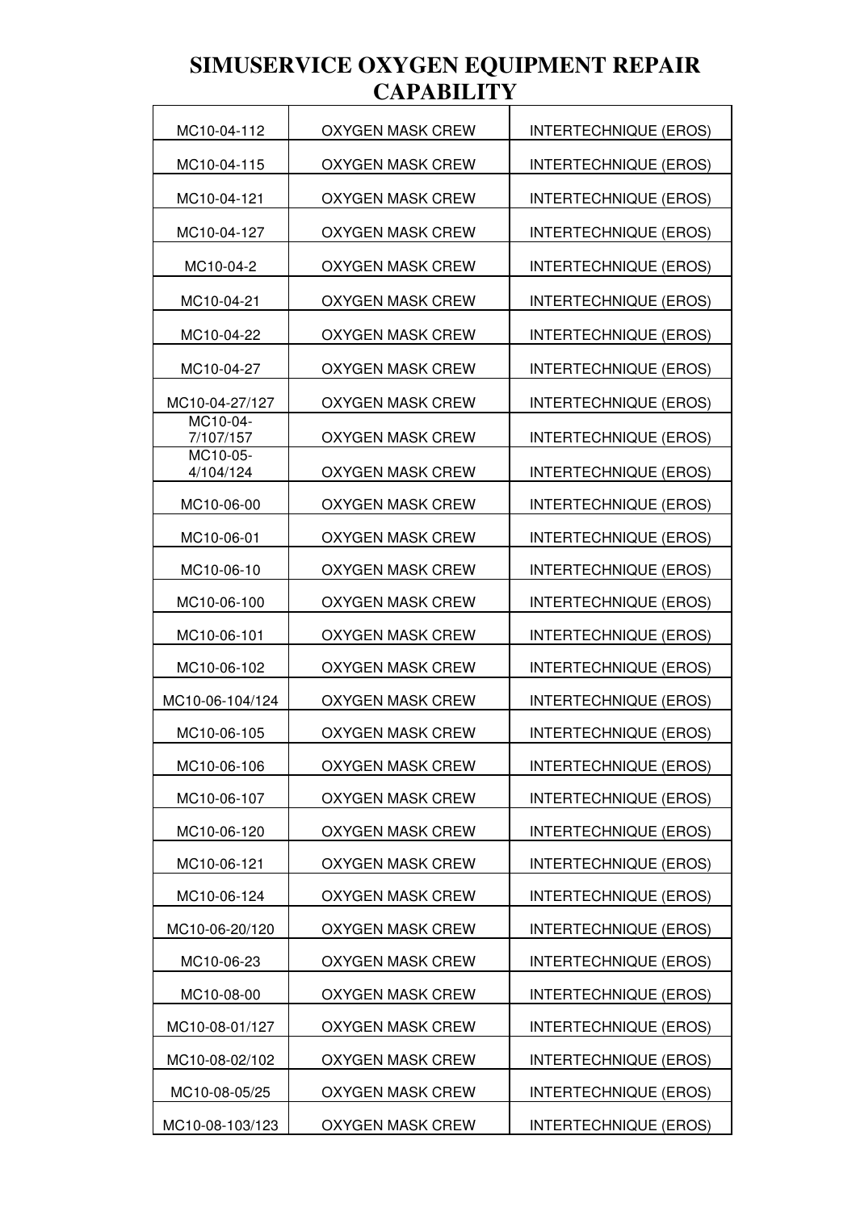# SIMUSERVICE OXYGEN EQUIPMENT REPAIR CAPABILITY

| | | |
|---|---|---|
| MC10-04-112 | OXYGEN MASK CREW | INTERTECHNIQUE (EROS) |
| MC10-04-115 | OXYGEN MASK CREW | INTERTECHNIQUE (EROS) |
| MC10-04-121 | OXYGEN MASK CREW | INTERTECHNIQUE (EROS) |
| MC10-04-127 | OXYGEN MASK CREW | INTERTECHNIQUE (EROS) |
| MC10-04-2 | OXYGEN MASK CREW | INTERTECHNIQUE (EROS) |
| MC10-04-21 | OXYGEN MASK CREW | INTERTECHNIQUE (EROS) |
| MC10-04-22 | OXYGEN MASK CREW | INTERTECHNIQUE (EROS) |
| MC10-04-27 | OXYGEN MASK CREW | INTERTECHNIQUE (EROS) |
| MC10-04-27/127 | OXYGEN MASK CREW | INTERTECHNIQUE (EROS) |
| MC10-04-7/107/157 | OXYGEN MASK CREW | INTERTECHNIQUE (EROS) |
| MC10-05-4/104/124 | OXYGEN MASK CREW | INTERTECHNIQUE (EROS) |
| MC10-06-00 | OXYGEN MASK CREW | INTERTECHNIQUE (EROS) |
| MC10-06-01 | OXYGEN MASK CREW | INTERTECHNIQUE (EROS) |
| MC10-06-10 | OXYGEN MASK CREW | INTERTECHNIQUE (EROS) |
| MC10-06-100 | OXYGEN MASK CREW | INTERTECHNIQUE (EROS) |
| MC10-06-101 | OXYGEN MASK CREW | INTERTECHNIQUE (EROS) |
| MC10-06-102 | OXYGEN MASK CREW | INTERTECHNIQUE (EROS) |
| MC10-06-104/124 | OXYGEN MASK CREW | INTERTECHNIQUE (EROS) |
| MC10-06-105 | OXYGEN MASK CREW | INTERTECHNIQUE (EROS) |
| MC10-06-106 | OXYGEN MASK CREW | INTERTECHNIQUE (EROS) |
| MC10-06-107 | OXYGEN MASK CREW | INTERTECHNIQUE (EROS) |
| MC10-06-120 | OXYGEN MASK CREW | INTERTECHNIQUE (EROS) |
| MC10-06-121 | OXYGEN MASK CREW | INTERTECHNIQUE (EROS) |
| MC10-06-124 | OXYGEN MASK CREW | INTERTECHNIQUE (EROS) |
| MC10-06-20/120 | OXYGEN MASK CREW | INTERTECHNIQUE (EROS) |
| MC10-06-23 | OXYGEN MASK CREW | INTERTECHNIQUE (EROS) |
| MC10-08-00 | OXYGEN MASK CREW | INTERTECHNIQUE (EROS) |
| MC10-08-01/127 | OXYGEN MASK CREW | INTERTECHNIQUE (EROS) |
| MC10-08-02/102 | OXYGEN MASK CREW | INTERTECHNIQUE (EROS) |
| MC10-08-05/25 | OXYGEN MASK CREW | INTERTECHNIQUE (EROS) |
| MC10-08-103/123 | OXYGEN MASK CREW | INTERTECHNIQUE (EROS) |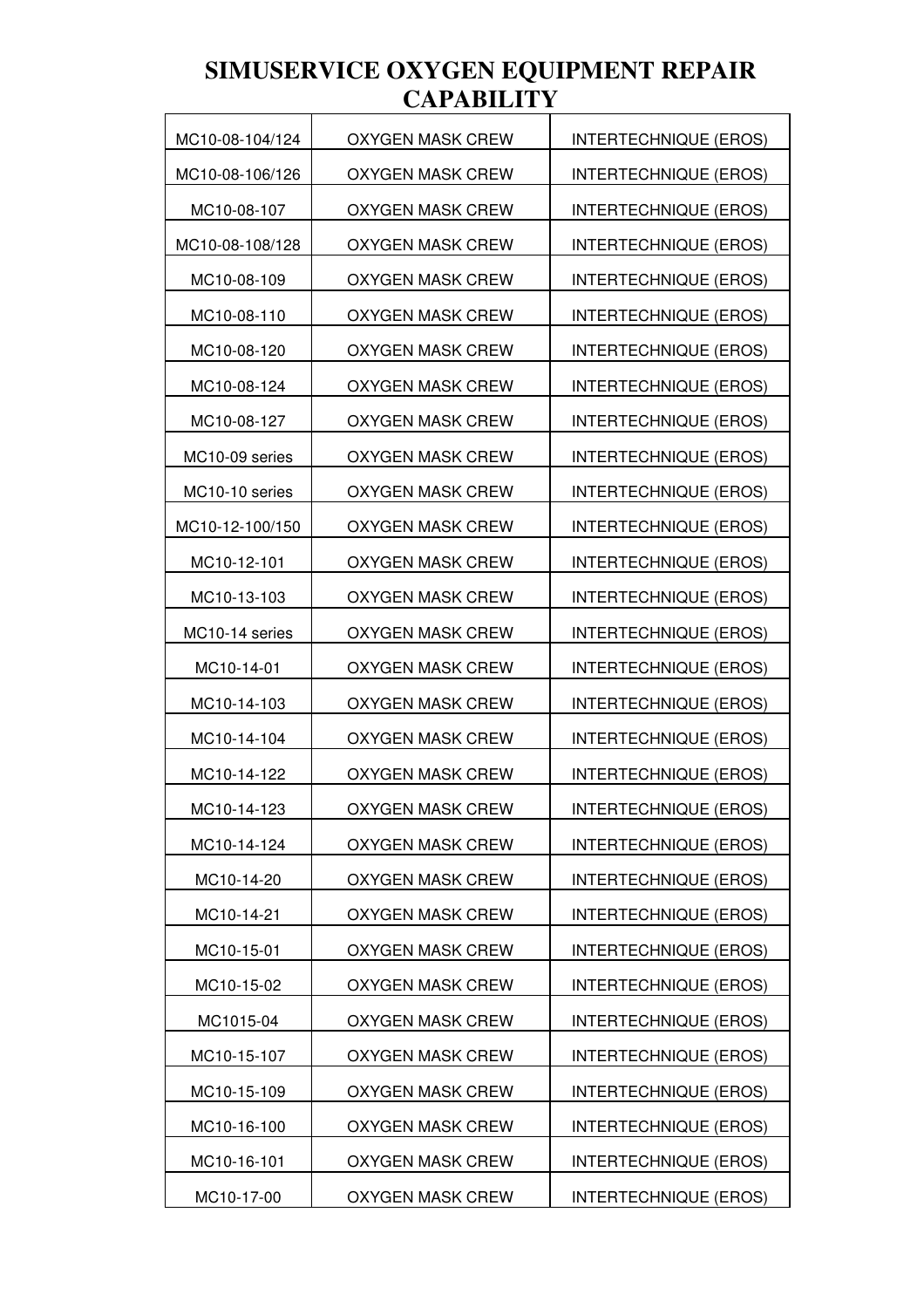# SIMUSERVICE OXYGEN EQUIPMENT REPAIR CAPABILITY

| | | |
|---|---|---|
| MC10-08-104/124 | OXYGEN MASK CREW | INTERTECHNIQUE (EROS) |
| MC10-08-106/126 | OXYGEN MASK CREW | INTERTECHNIQUE (EROS) |
| MC10-08-107 | OXYGEN MASK CREW | INTERTECHNIQUE (EROS) |
| MC10-08-108/128 | OXYGEN MASK CREW | INTERTECHNIQUE (EROS) |
| MC10-08-109 | OXYGEN MASK CREW | INTERTECHNIQUE (EROS) |
| MC10-08-110 | OXYGEN MASK CREW | INTERTECHNIQUE (EROS) |
| MC10-08-120 | OXYGEN MASK CREW | INTERTECHNIQUE (EROS) |
| MC10-08-124 | OXYGEN MASK CREW | INTERTECHNIQUE (EROS) |
| MC10-08-127 | OXYGEN MASK CREW | INTERTECHNIQUE (EROS) |
| MC10-09 series | OXYGEN MASK CREW | INTERTECHNIQUE (EROS) |
| MC10-10 series | OXYGEN MASK CREW | INTERTECHNIQUE (EROS) |
| MC10-12-100/150 | OXYGEN MASK CREW | INTERTECHNIQUE (EROS) |
| MC10-12-101 | OXYGEN MASK CREW | INTERTECHNIQUE (EROS) |
| MC10-13-103 | OXYGEN MASK CREW | INTERTECHNIQUE (EROS) |
| MC10-14 series | OXYGEN MASK CREW | INTERTECHNIQUE (EROS) |
| MC10-14-01 | OXYGEN MASK CREW | INTERTECHNIQUE (EROS) |
| MC10-14-103 | OXYGEN MASK CREW | INTERTECHNIQUE (EROS) |
| MC10-14-104 | OXYGEN MASK CREW | INTERTECHNIQUE (EROS) |
| MC10-14-122 | OXYGEN MASK CREW | INTERTECHNIQUE (EROS) |
| MC10-14-123 | OXYGEN MASK CREW | INTERTECHNIQUE (EROS) |
| MC10-14-124 | OXYGEN MASK CREW | INTERTECHNIQUE (EROS) |
| MC10-14-20 | OXYGEN MASK CREW | INTERTECHNIQUE (EROS) |
| MC10-14-21 | OXYGEN MASK CREW | INTERTECHNIQUE (EROS) |
| MC10-15-01 | OXYGEN MASK CREW | INTERTECHNIQUE (EROS) |
| MC10-15-02 | OXYGEN MASK CREW | INTERTECHNIQUE (EROS) |
| MC1015-04 | OXYGEN MASK CREW | INTERTECHNIQUE (EROS) |
| MC10-15-107 | OXYGEN MASK CREW | INTERTECHNIQUE (EROS) |
| MC10-15-109 | OXYGEN MASK CREW | INTERTECHNIQUE (EROS) |
| MC10-16-100 | OXYGEN MASK CREW | INTERTECHNIQUE (EROS) |
| MC10-16-101 | OXYGEN MASK CREW | INTERTECHNIQUE (EROS) |
| MC10-17-00 | OXYGEN MASK CREW | INTERTECHNIQUE (EROS) |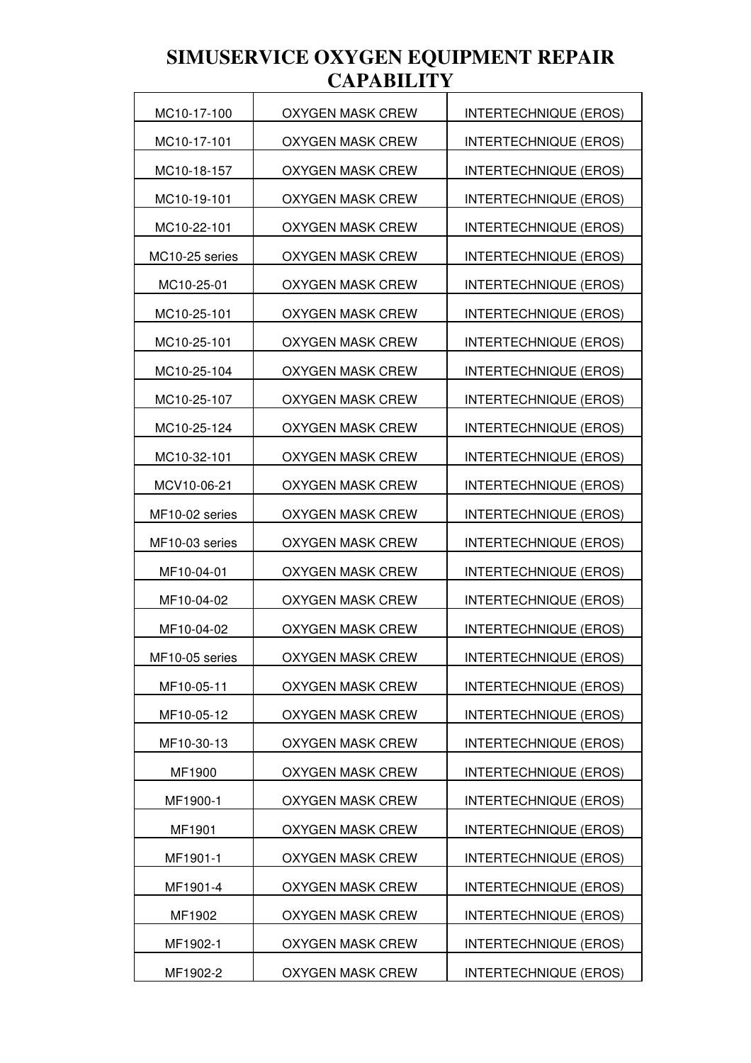# SIMUSERVICE OXYGEN EQUIPMENT REPAIR CAPABILITY

| | | |
|---|---|---|
| MC10-17-100 | OXYGEN MASK CREW | INTERTECHNIQUE (EROS) |
| MC10-17-101 | OXYGEN MASK CREW | INTERTECHNIQUE (EROS) |
| MC10-18-157 | OXYGEN MASK CREW | INTERTECHNIQUE (EROS) |
| MC10-19-101 | OXYGEN MASK CREW | INTERTECHNIQUE (EROS) |
| MC10-22-101 | OXYGEN MASK CREW | INTERTECHNIQUE (EROS) |
| MC10-25 series | OXYGEN MASK CREW | INTERTECHNIQUE (EROS) |
| MC10-25-01 | OXYGEN MASK CREW | INTERTECHNIQUE (EROS) |
| MC10-25-101 | OXYGEN MASK CREW | INTERTECHNIQUE (EROS) |
| MC10-25-101 | OXYGEN MASK CREW | INTERTECHNIQUE (EROS) |
| MC10-25-104 | OXYGEN MASK CREW | INTERTECHNIQUE (EROS) |
| MC10-25-107 | OXYGEN MASK CREW | INTERTECHNIQUE (EROS) |
| MC10-25-124 | OXYGEN MASK CREW | INTERTECHNIQUE (EROS) |
| MC10-32-101 | OXYGEN MASK CREW | INTERTECHNIQUE (EROS) |
| MCV10-06-21 | OXYGEN MASK CREW | INTERTECHNIQUE (EROS) |
| MF10-02 series | OXYGEN MASK CREW | INTERTECHNIQUE (EROS) |
| MF10-03 series | OXYGEN MASK CREW | INTERTECHNIQUE (EROS) |
| MF10-04-01 | OXYGEN MASK CREW | INTERTECHNIQUE (EROS) |
| MF10-04-02 | OXYGEN MASK CREW | INTERTECHNIQUE (EROS) |
| MF10-04-02 | OXYGEN MASK CREW | INTERTECHNIQUE (EROS) |
| MF10-05 series | OXYGEN MASK CREW | INTERTECHNIQUE (EROS) |
| MF10-05-11 | OXYGEN MASK CREW | INTERTECHNIQUE (EROS) |
| MF10-05-12 | OXYGEN MASK CREW | INTERTECHNIQUE (EROS) |
| MF10-30-13 | OXYGEN MASK CREW | INTERTECHNIQUE (EROS) |
| MF1900 | OXYGEN MASK CREW | INTERTECHNIQUE (EROS) |
| MF1900-1 | OXYGEN MASK CREW | INTERTECHNIQUE (EROS) |
| MF1901 | OXYGEN MASK CREW | INTERTECHNIQUE (EROS) |
| MF1901-1 | OXYGEN MASK CREW | INTERTECHNIQUE (EROS) |
| MF1901-4 | OXYGEN MASK CREW | INTERTECHNIQUE (EROS) |
| MF1902 | OXYGEN MASK CREW | INTERTECHNIQUE (EROS) |
| MF1902-1 | OXYGEN MASK CREW | INTERTECHNIQUE (EROS) |
| MF1902-2 | OXYGEN MASK CREW | INTERTECHNIQUE (EROS) |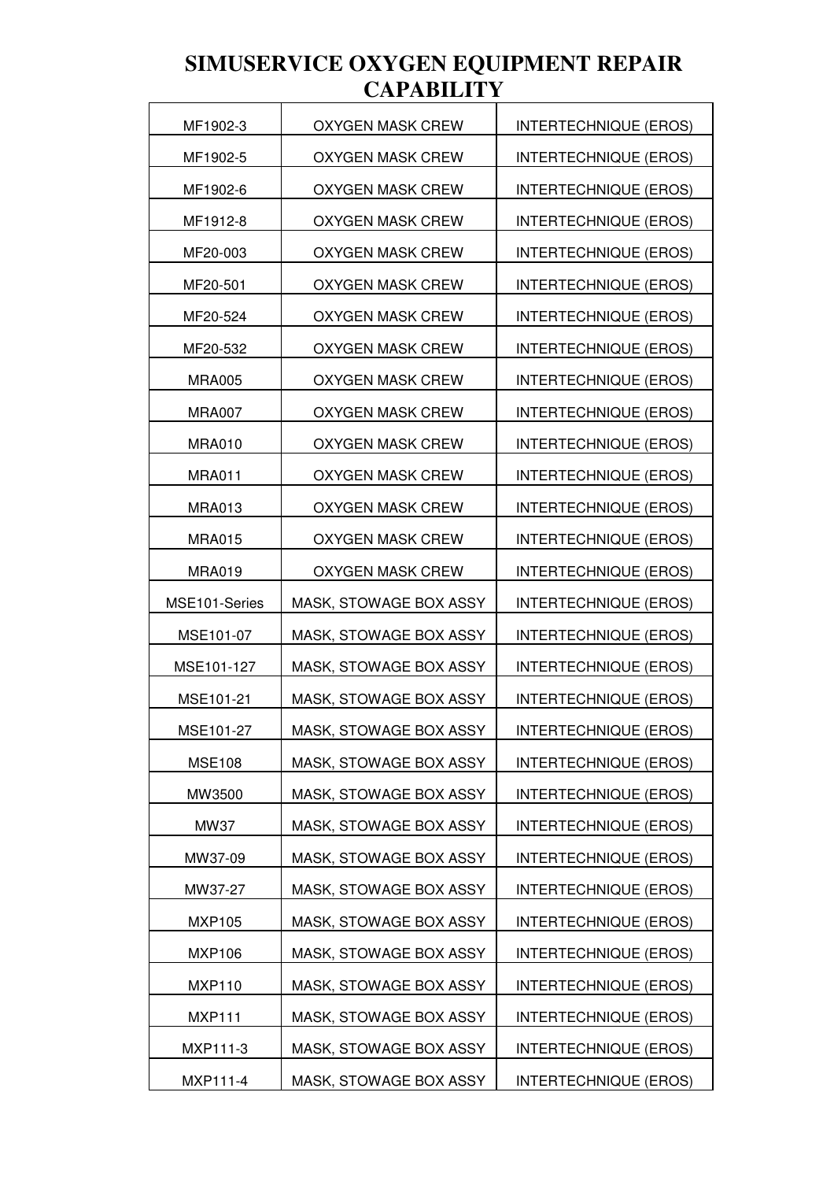# SIMUSERVICE OXYGEN EQUIPMENT REPAIR CAPABILITY

| | | |
|---|---|---|
| MF1902-3 | OXYGEN MASK CREW | INTERTECHNIQUE (EROS) |
| MF1902-5 | OXYGEN MASK CREW | INTERTECHNIQUE (EROS) |
| MF1902-6 | OXYGEN MASK CREW | INTERTECHNIQUE (EROS) |
| MF1912-8 | OXYGEN MASK CREW | INTERTECHNIQUE (EROS) |
| MF20-003 | OXYGEN MASK CREW | INTERTECHNIQUE (EROS) |
| MF20-501 | OXYGEN MASK CREW | INTERTECHNIQUE (EROS) |
| MF20-524 | OXYGEN MASK CREW | INTERTECHNIQUE (EROS) |
| MF20-532 | OXYGEN MASK CREW | INTERTECHNIQUE (EROS) |
| MRA005 | OXYGEN MASK CREW | INTERTECHNIQUE (EROS) |
| MRA007 | OXYGEN MASK CREW | INTERTECHNIQUE (EROS) |
| MRA010 | OXYGEN MASK CREW | INTERTECHNIQUE (EROS) |
| MRA011 | OXYGEN MASK CREW | INTERTECHNIQUE (EROS) |
| MRA013 | OXYGEN MASK CREW | INTERTECHNIQUE (EROS) |
| MRA015 | OXYGEN MASK CREW | INTERTECHNIQUE (EROS) |
| MRA019 | OXYGEN MASK CREW | INTERTECHNIQUE (EROS) |
| MSE101-Series | MASK, STOWAGE BOX ASSY | INTERTECHNIQUE (EROS) |
| MSE101-07 | MASK, STOWAGE BOX ASSY | INTERTECHNIQUE (EROS) |
| MSE101-127 | MASK, STOWAGE BOX ASSY | INTERTECHNIQUE (EROS) |
| MSE101-21 | MASK, STOWAGE BOX ASSY | INTERTECHNIQUE (EROS) |
| MSE101-27 | MASK, STOWAGE BOX ASSY | INTERTECHNIQUE (EROS) |
| MSE108 | MASK, STOWAGE BOX ASSY | INTERTECHNIQUE (EROS) |
| MW3500 | MASK, STOWAGE BOX ASSY | INTERTECHNIQUE (EROS) |
| MW37 | MASK, STOWAGE BOX ASSY | INTERTECHNIQUE (EROS) |
| MW37-09 | MASK, STOWAGE BOX ASSY | INTERTECHNIQUE (EROS) |
| MW37-27 | MASK, STOWAGE BOX ASSY | INTERTECHNIQUE (EROS) |
| MXP105 | MASK, STOWAGE BOX ASSY | INTERTECHNIQUE (EROS) |
| MXP106 | MASK, STOWAGE BOX ASSY | INTERTECHNIQUE (EROS) |
| MXP110 | MASK, STOWAGE BOX ASSY | INTERTECHNIQUE (EROS) |
| MXP111 | MASK, STOWAGE BOX ASSY | INTERTECHNIQUE (EROS) |
| MXP111-3 | MASK, STOWAGE BOX ASSY | INTERTECHNIQUE (EROS) |
| MXP111-4 | MASK, STOWAGE BOX ASSY | INTERTECHNIQUE (EROS) |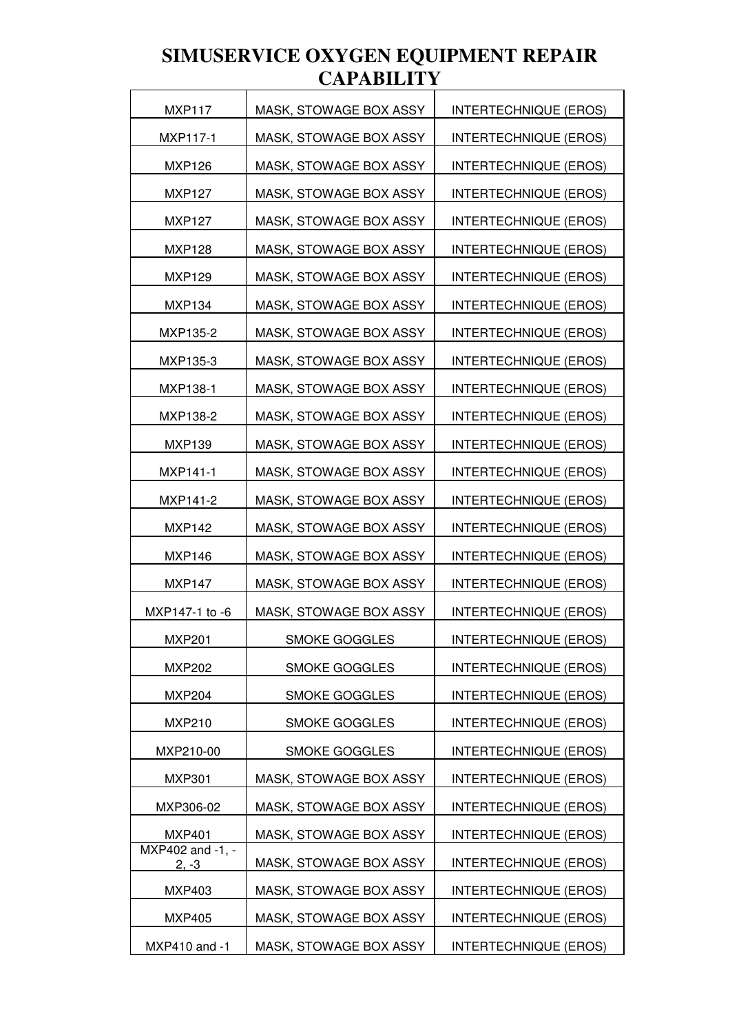# SIMUSERVICE OXYGEN EQUIPMENT REPAIR CAPABILITY

| | | |
|---|---|---|
| MXP117 | MASK, STOWAGE BOX ASSY | INTERTECHNIQUE (EROS) |
| MXP117-1 | MASK, STOWAGE BOX ASSY | INTERTECHNIQUE (EROS) |
| MXP126 | MASK, STOWAGE BOX ASSY | INTERTECHNIQUE (EROS) |
| MXP127 | MASK, STOWAGE BOX ASSY | INTERTECHNIQUE (EROS) |
| MXP127 | MASK, STOWAGE BOX ASSY | INTERTECHNIQUE (EROS) |
| MXP128 | MASK, STOWAGE BOX ASSY | INTERTECHNIQUE (EROS) |
| MXP129 | MASK, STOWAGE BOX ASSY | INTERTECHNIQUE (EROS) |
| MXP134 | MASK, STOWAGE BOX ASSY | INTERTECHNIQUE (EROS) |
| MXP135-2 | MASK, STOWAGE BOX ASSY | INTERTECHNIQUE (EROS) |
| MXP135-3 | MASK, STOWAGE BOX ASSY | INTERTECHNIQUE (EROS) |
| MXP138-1 | MASK, STOWAGE BOX ASSY | INTERTECHNIQUE (EROS) |
| MXP138-2 | MASK, STOWAGE BOX ASSY | INTERTECHNIQUE (EROS) |
| MXP139 | MASK, STOWAGE BOX ASSY | INTERTECHNIQUE (EROS) |
| MXP141-1 | MASK, STOWAGE BOX ASSY | INTERTECHNIQUE (EROS) |
| MXP141-2 | MASK, STOWAGE BOX ASSY | INTERTECHNIQUE (EROS) |
| MXP142 | MASK, STOWAGE BOX ASSY | INTERTECHNIQUE (EROS) |
| MXP146 | MASK, STOWAGE BOX ASSY | INTERTECHNIQUE (EROS) |
| MXP147 | MASK, STOWAGE BOX ASSY | INTERTECHNIQUE (EROS) |
| MXP147-1 to -6 | MASK, STOWAGE BOX ASSY | INTERTECHNIQUE (EROS) |
| MXP201 | SMOKE GOGGLES | INTERTECHNIQUE (EROS) |
| MXP202 | SMOKE GOGGLES | INTERTECHNIQUE (EROS) |
| MXP204 | SMOKE GOGGLES | INTERTECHNIQUE (EROS) |
| MXP210 | SMOKE GOGGLES | INTERTECHNIQUE (EROS) |
| MXP210-00 | SMOKE GOGGLES | INTERTECHNIQUE (EROS) |
| MXP301 | MASK, STOWAGE BOX ASSY | INTERTECHNIQUE (EROS) |
| MXP306-02 | MASK, STOWAGE BOX ASSY | INTERTECHNIQUE (EROS) |
| MXP401 | MASK, STOWAGE BOX ASSY | INTERTECHNIQUE (EROS) |
| MXP402 and -1, -2, -3 | MASK, STOWAGE BOX ASSY | INTERTECHNIQUE (EROS) |
| MXP403 | MASK, STOWAGE BOX ASSY | INTERTECHNIQUE (EROS) |
| MXP405 | MASK, STOWAGE BOX ASSY | INTERTECHNIQUE (EROS) |
| MXP410 and -1 | MASK, STOWAGE BOX ASSY | INTERTECHNIQUE (EROS) |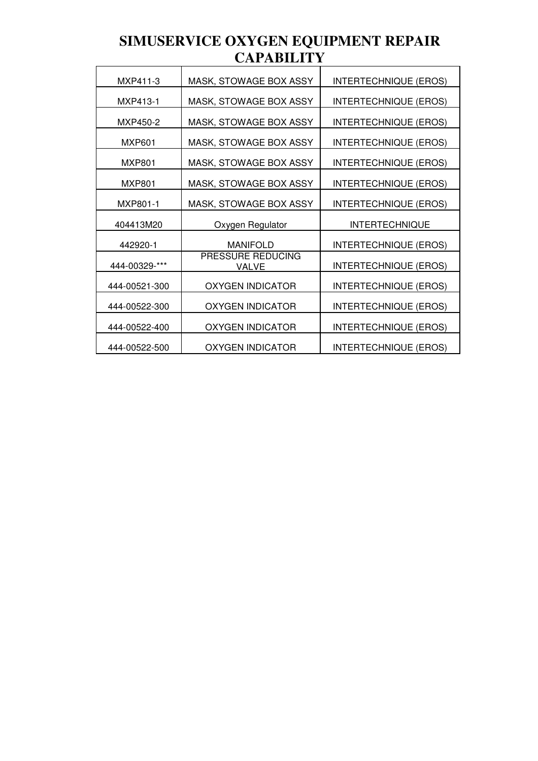# SIMUSERVICE OXYGEN EQUIPMENT REPAIR CAPABILITY

| | | |
|---|---|---|
| MXP411-3 | MASK, STOWAGE BOX ASSY | INTERTECHNIQUE (EROS) |
| MXP413-1 | MASK, STOWAGE BOX ASSY | INTERTECHNIQUE (EROS) |
| MXP450-2 | MASK, STOWAGE BOX ASSY | INTERTECHNIQUE (EROS) |
| MXP601 | MASK, STOWAGE BOX ASSY | INTERTECHNIQUE (EROS) |
| MXP801 | MASK, STOWAGE BOX ASSY | INTERTECHNIQUE (EROS) |
| MXP801 | MASK, STOWAGE BOX ASSY | INTERTECHNIQUE (EROS) |
| MXP801-1 | MASK, STOWAGE BOX ASSY | INTERTECHNIQUE (EROS) |
| 404413M20 | Oxygen Regulator | INTERTECHNIQUE |
| 442920-1 | MANIFOLD | INTERTECHNIQUE (EROS) |
| 444-00329-*** | PRESSURE REDUCING VALVE | INTERTECHNIQUE (EROS) |
| 444-00521-300 | OXYGEN INDICATOR | INTERTECHNIQUE (EROS) |
| 444-00522-300 | OXYGEN INDICATOR | INTERTECHNIQUE (EROS) |
| 444-00522-400 | OXYGEN INDICATOR | INTERTECHNIQUE (EROS) |
| 444-00522-500 | OXYGEN INDICATOR | INTERTECHNIQUE (EROS) |